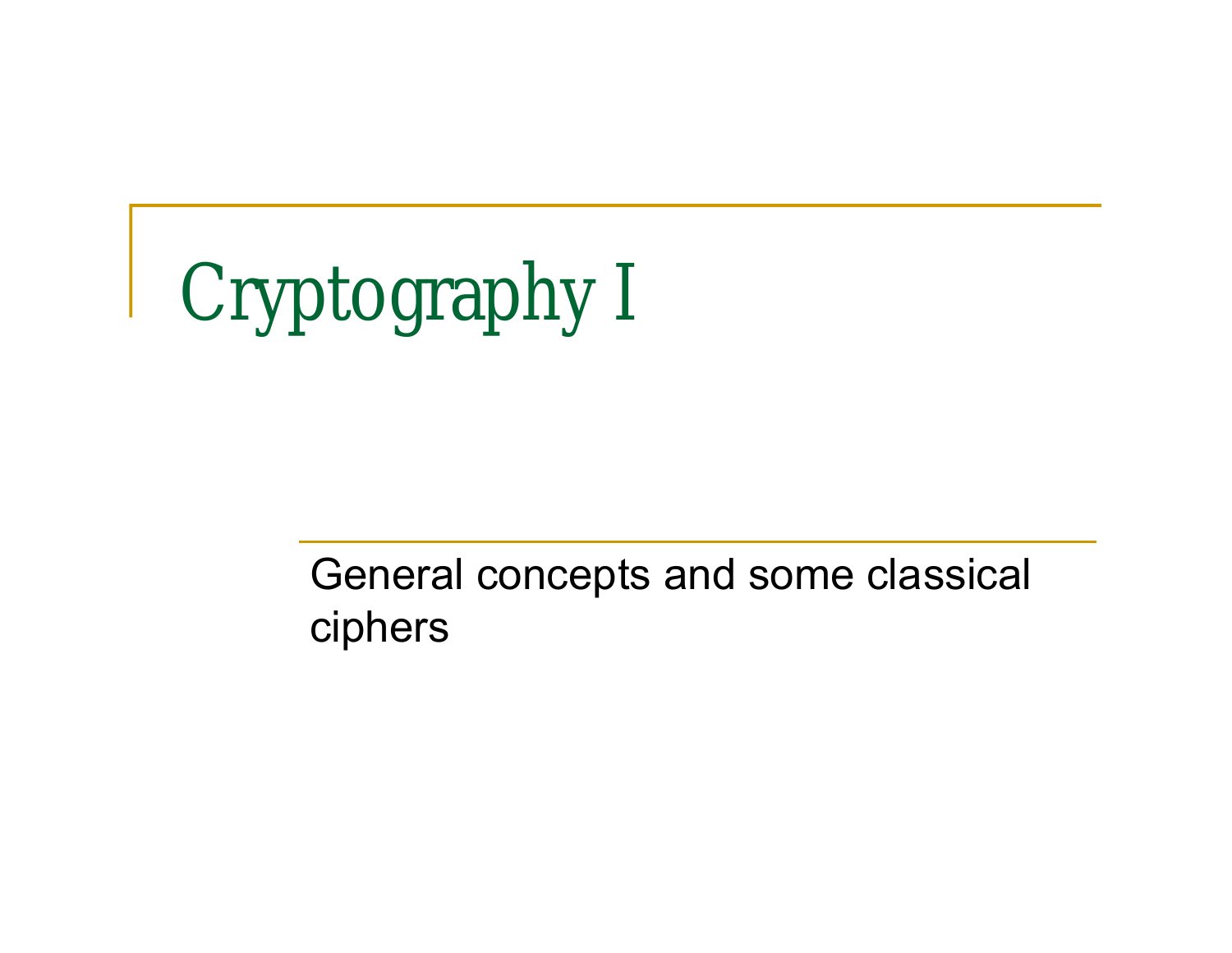# Cryptography I

General concepts and some classical ciphers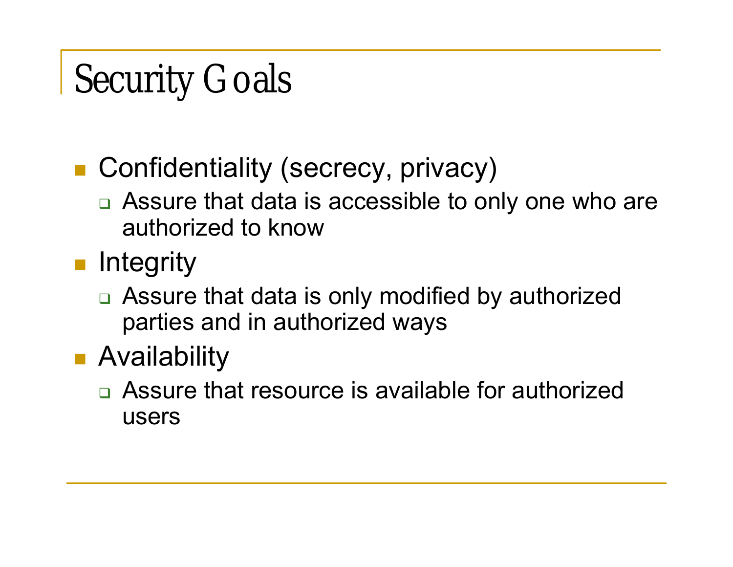# Security Goals

- Confidentiality (secrecy, privacy)
  - Assure that data is accessible to only one who are authorized to know
- Integrity
  - Assure that data is only modified by authorized parties and in authorized ways
- Availability
  - Assure that resource is available for authorized users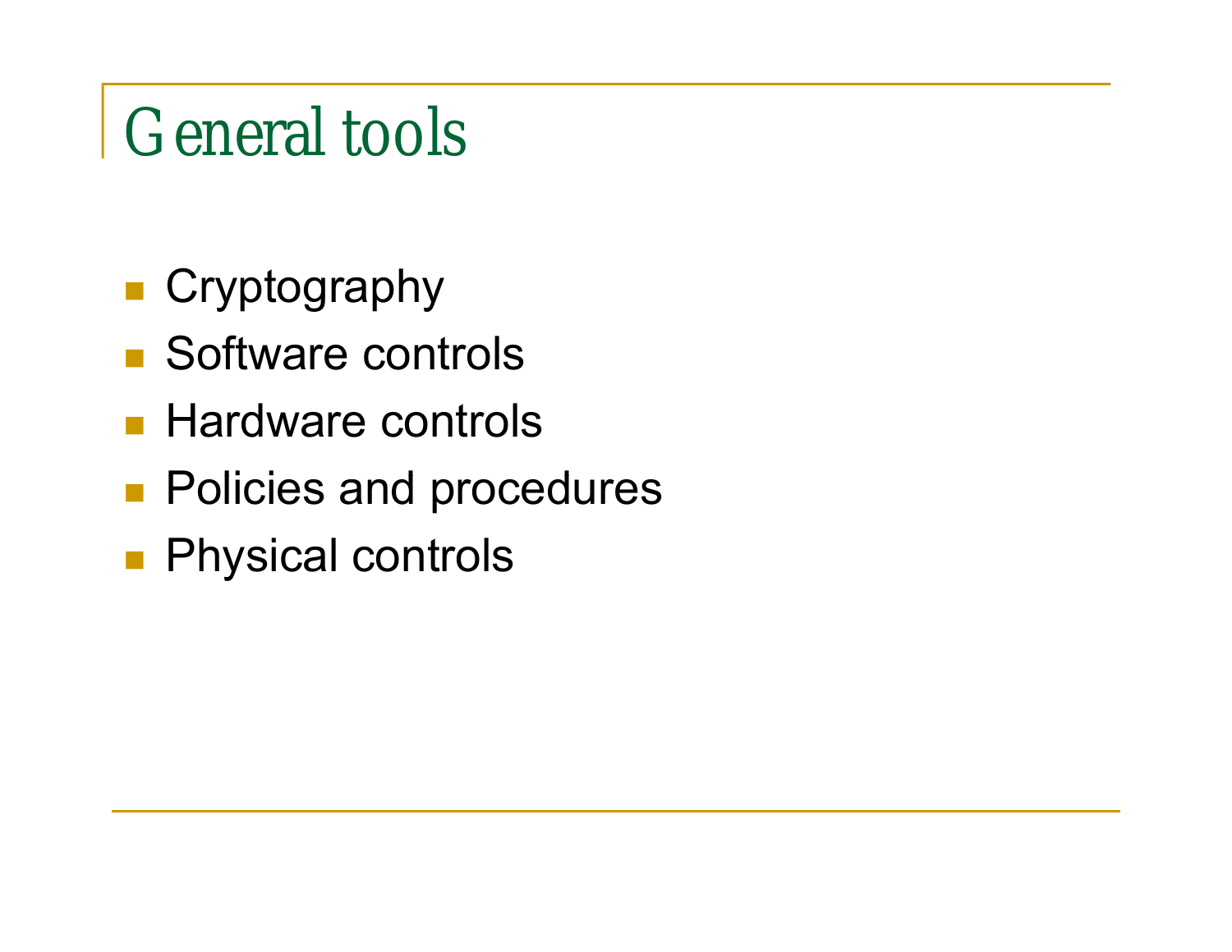# General tools

- Cryptography
- Software controls
- Hardware controls
- Policies and procedures
- Physical controls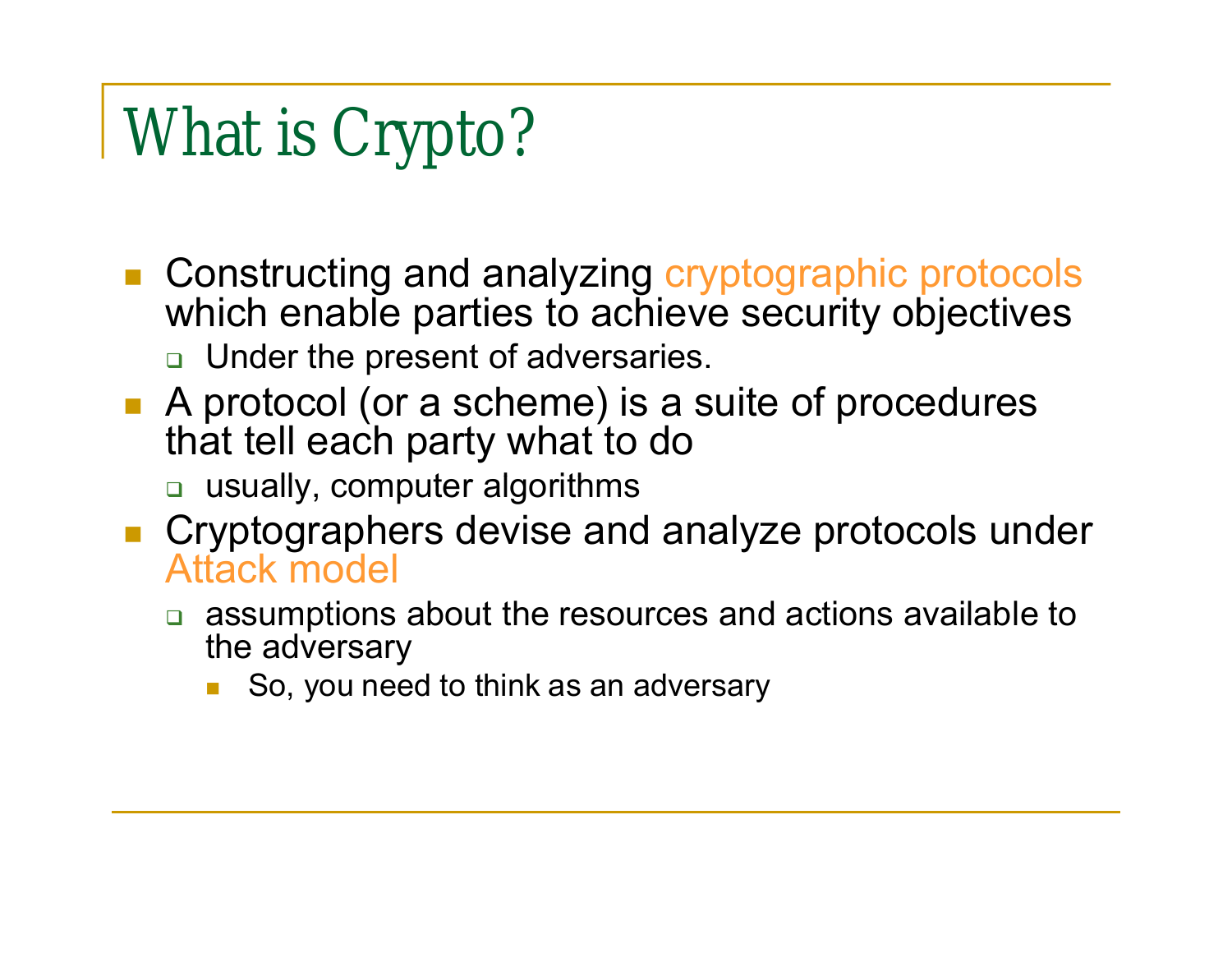# What is Crypto?

- Constructing and analyzing cryptographic protocols which enable parties to achieve security objectives
  - Under the present of adversaries.
- A protocol (or a scheme) is a suite of procedures that tell each party what to do
  - usually, computer algorithms
- Cryptographers devise and analyze protocols under Attack model
  - assumptions about the resources and actions available to the adversary
    - So, you need to think as an adversary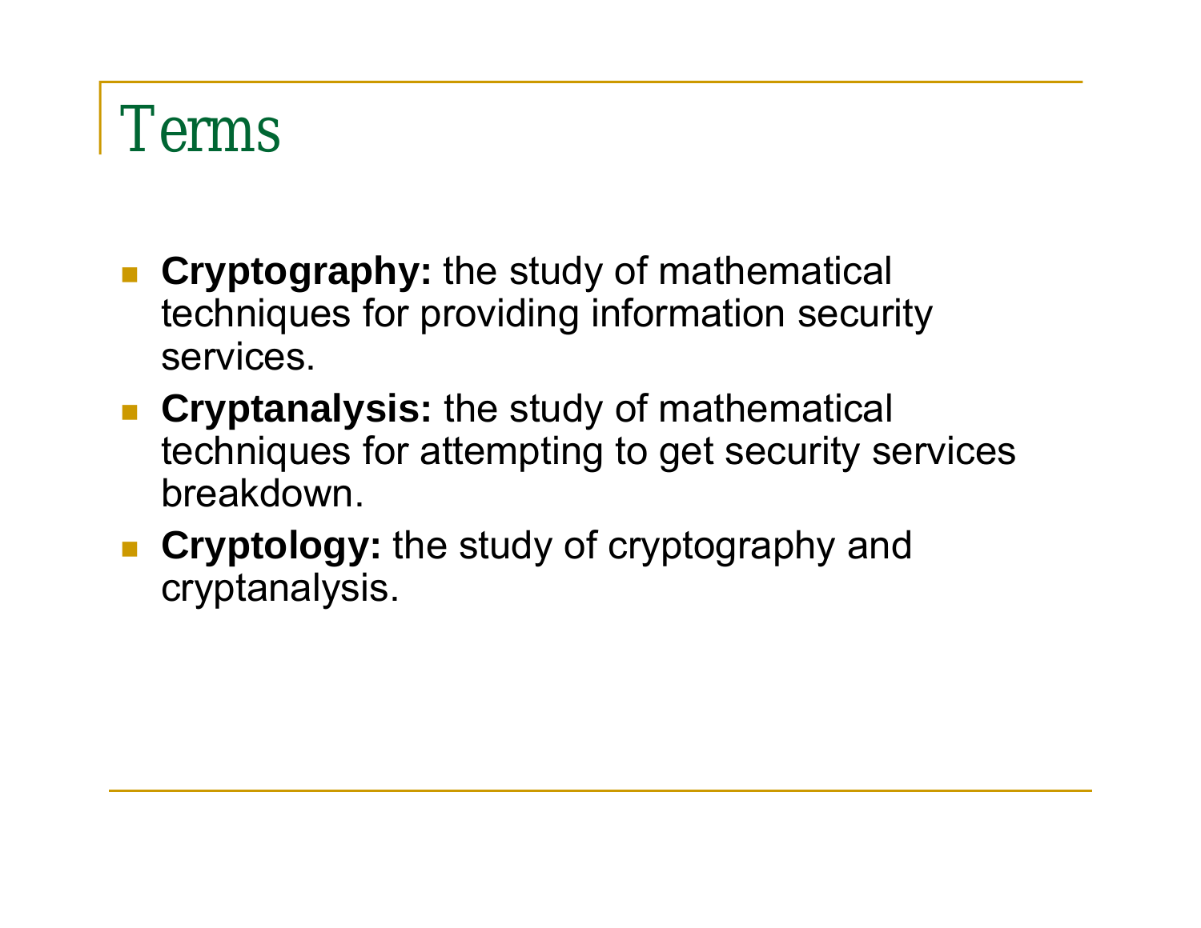# Terms

- **Cryptography:** the study of mathematical techniques for providing information security services.
- **Cryptanalysis:** the study of mathematical techniques for attempting to get security services breakdown.
- **Cryptology:** the study of cryptography and cryptanalysis.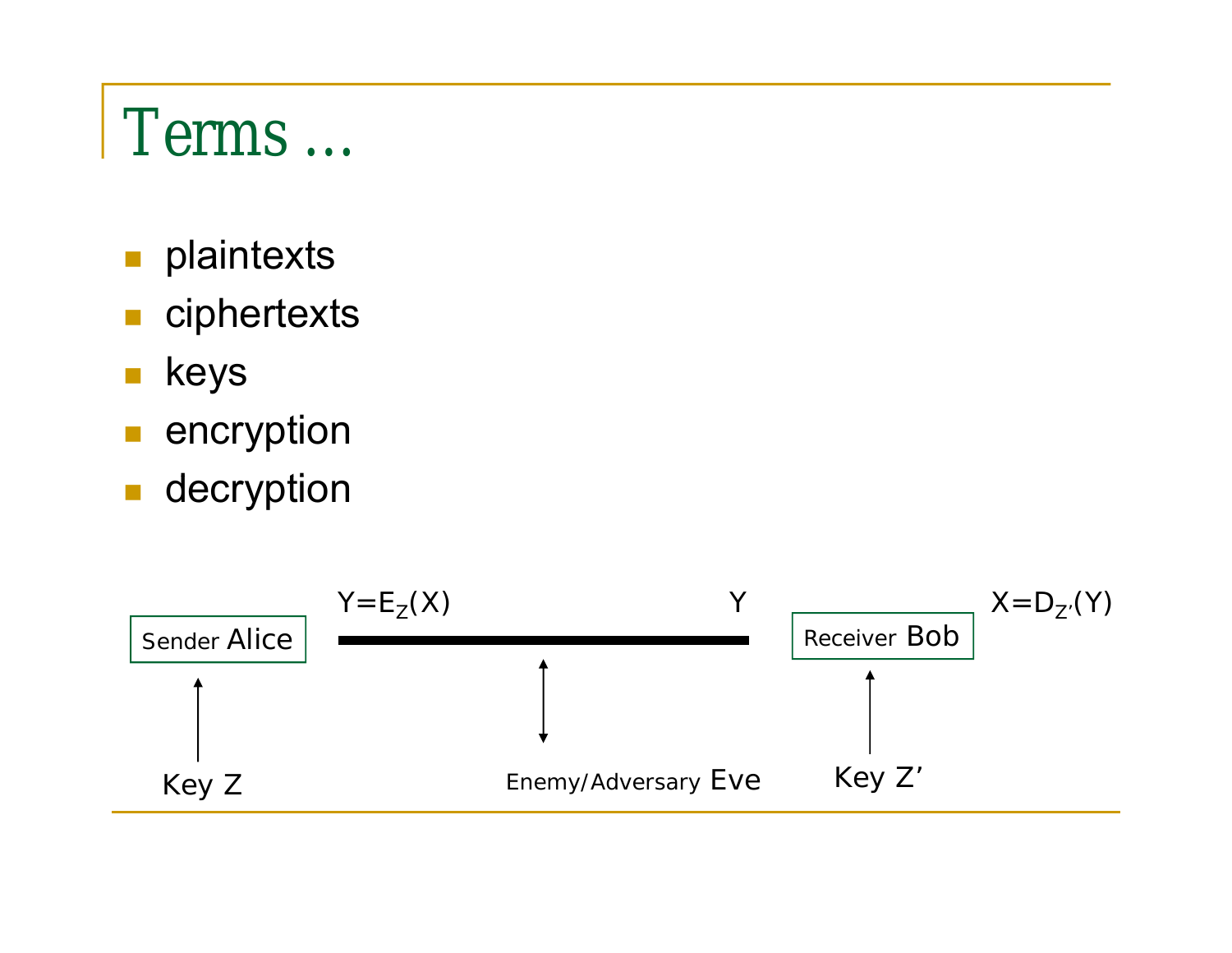# Terms …

- plaintexts
- ciphertexts
- keys
- encryption
- decryption

Sender Alice — $Y=E_Z(X)$ — $Y$ — Receiver Bob — $X=D_{Z'}(Y)$

Key Z

Enemy/Adversary Eve

Key Z'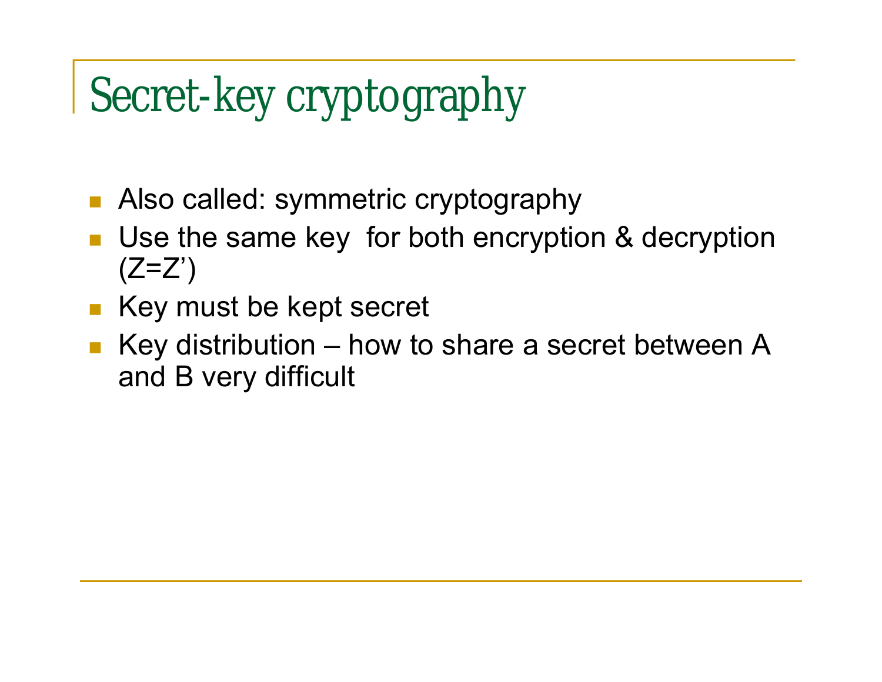# Secret-key cryptography

- Also called: symmetric cryptography
- Use the same key for both encryption & decryption (Z=Z')
- Key must be kept secret
- Key distribution – how to share a secret between A and B very difficult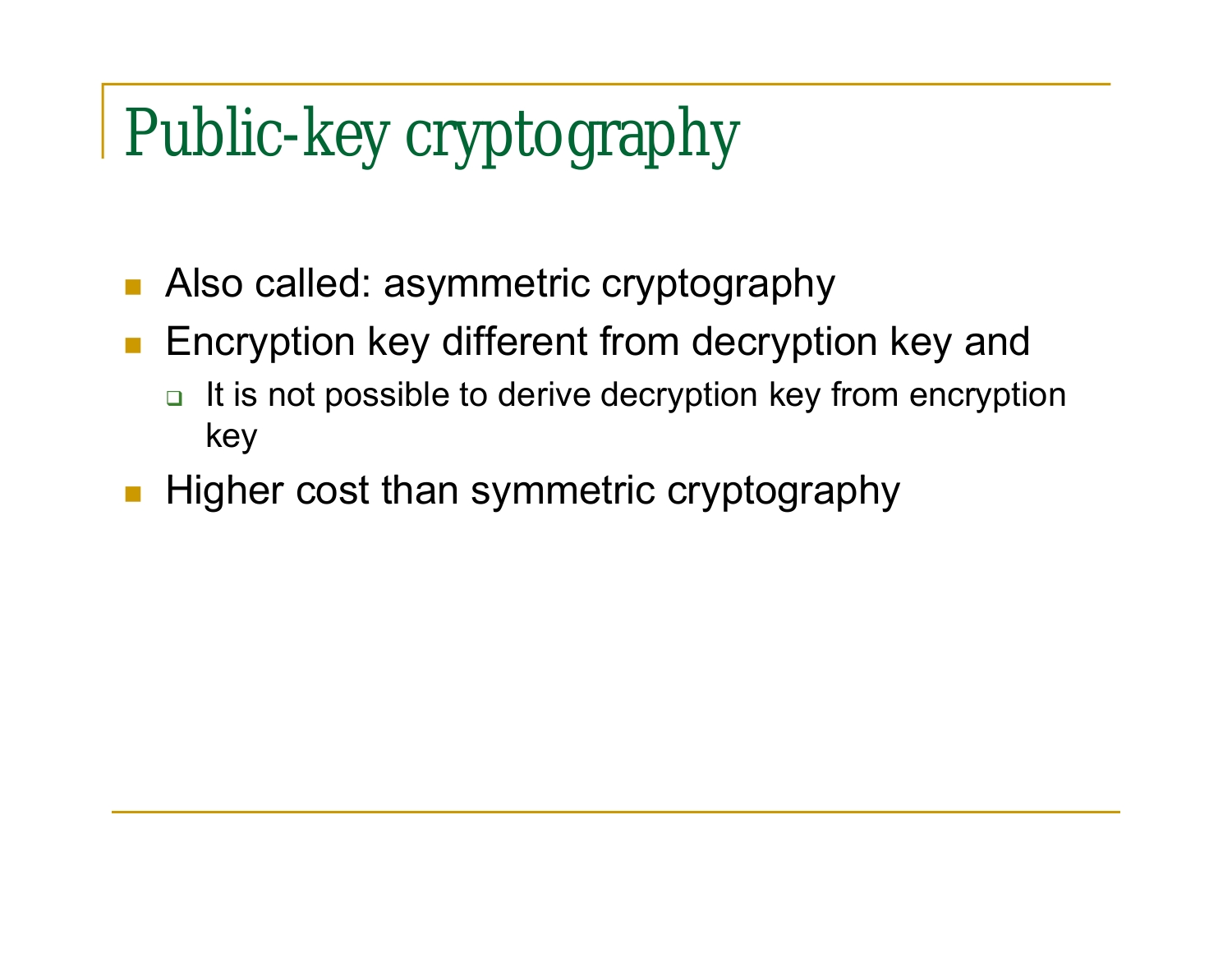# Public-key cryptography

- Also called: asymmetric cryptography
- Encryption key different from decryption key and
  - It is not possible to derive decryption key from encryption key
- Higher cost than symmetric cryptography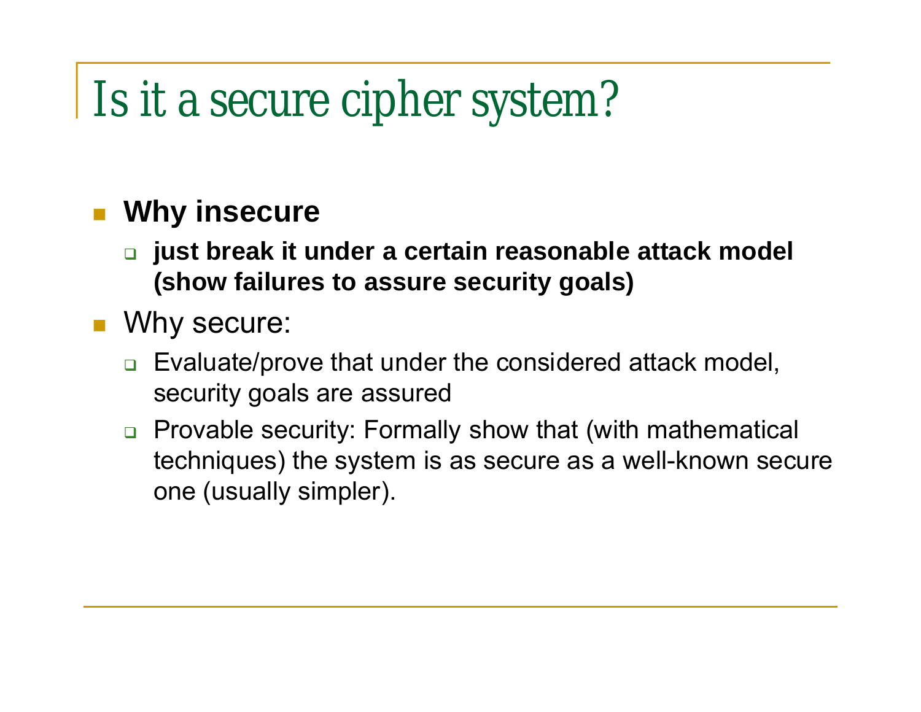# Is it a secure cipher system?

- **Why insecure**
  - **just break it under a certain reasonable attack model (show failures to assure security goals)**
- Why secure:
  - Evaluate/prove that under the considered attack model, security goals are assured
  - Provable security: Formally show that (with mathematical techniques) the system is as secure as a well-known secure one (usually simpler).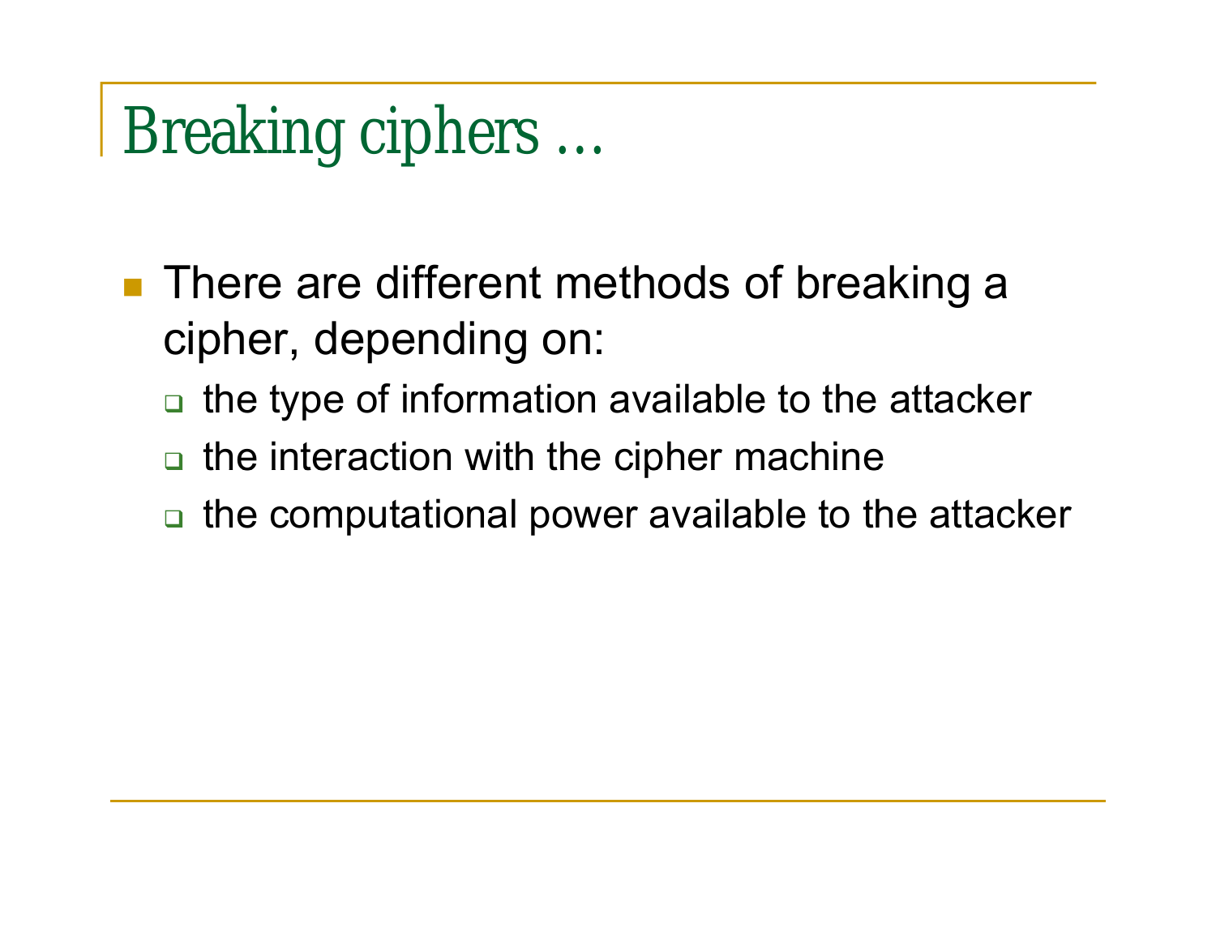# Breaking ciphers …

- There are different methods of breaking a cipher, depending on:
  - the type of information available to the attacker
  - the interaction with the cipher machine
  - the computational power available to the attacker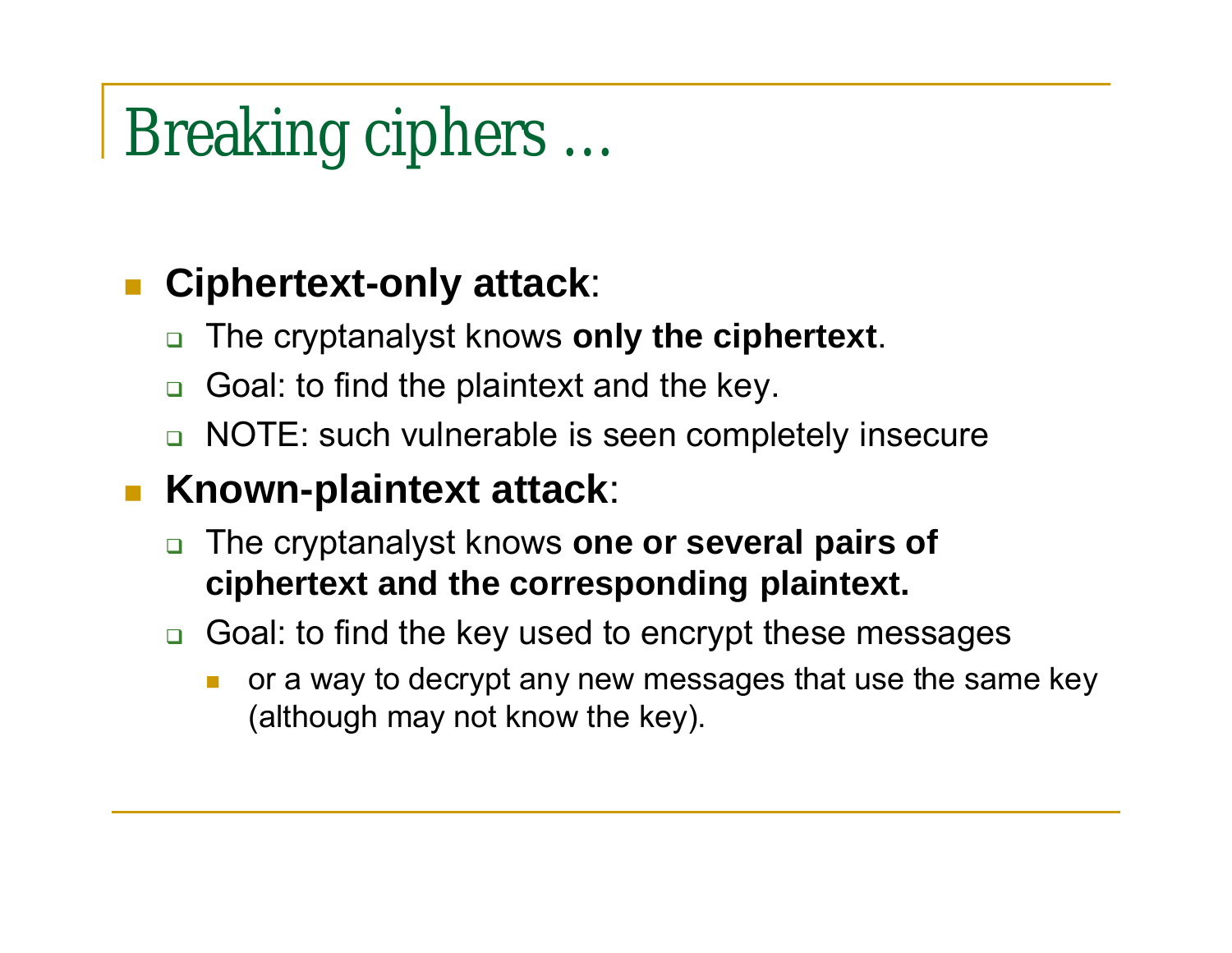# Breaking ciphers …

- **Ciphertext-only attack**:
  - The cryptanalyst knows **only the ciphertext**.
  - Goal: to find the plaintext and the key.
  - NOTE: such vulnerable is seen completely insecure
- **Known-plaintext attack**:
  - The cryptanalyst knows **one or several pairs of ciphertext and the corresponding plaintext.**
  - Goal: to find the key used to encrypt these messages
    - or a way to decrypt any new messages that use the same key (although may not know the key).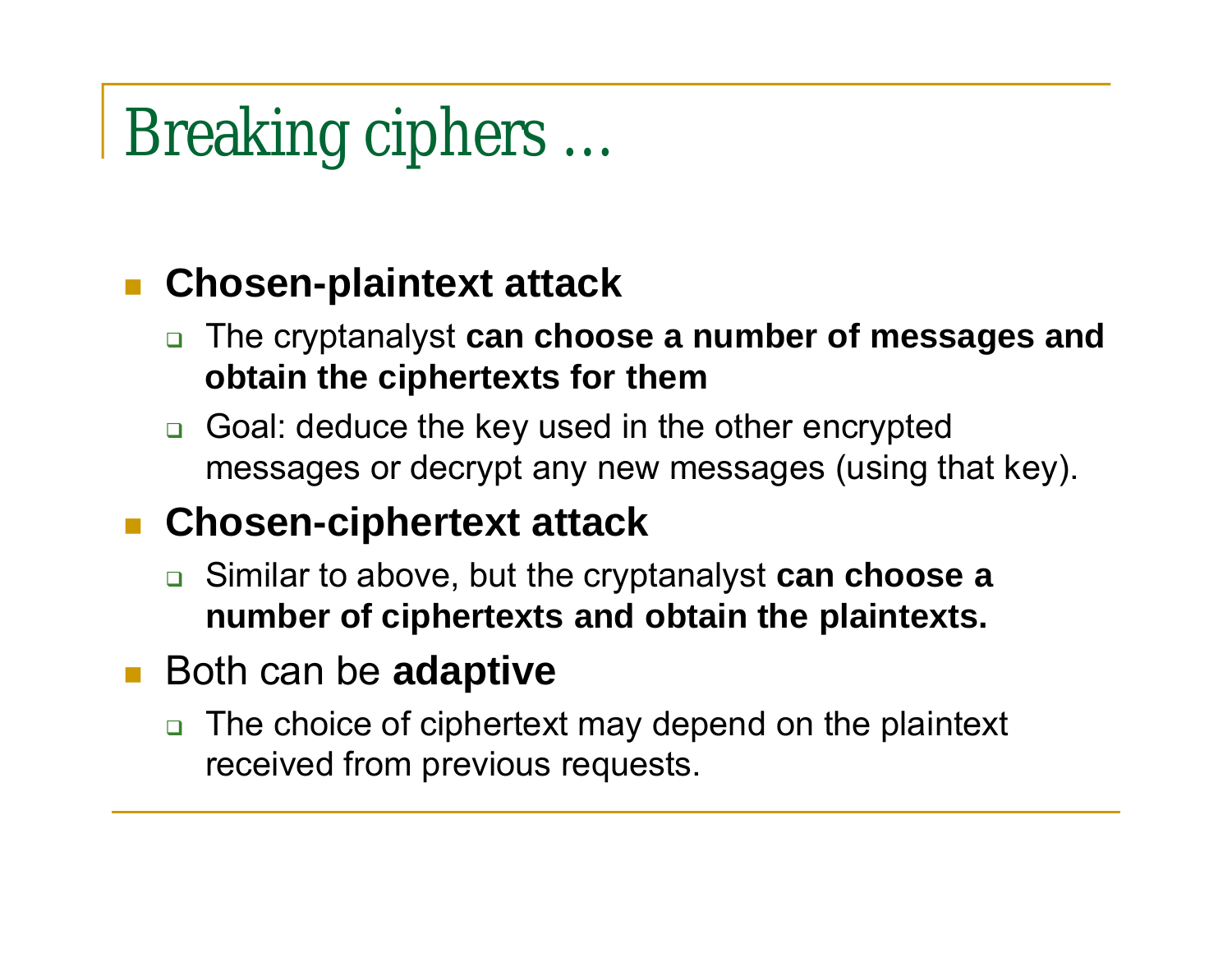# Breaking ciphers …

- **Chosen-plaintext attack**
  - The cryptanalyst **can choose a number of messages and obtain the ciphertexts for them**
  - Goal: deduce the key used in the other encrypted messages or decrypt any new messages (using that key).
- **Chosen-ciphertext attack**
  - Similar to above, but the cryptanalyst **can choose a number of ciphertexts and obtain the plaintexts.**
- Both can be **adaptive**
  - The choice of ciphertext may depend on the plaintext received from previous requests.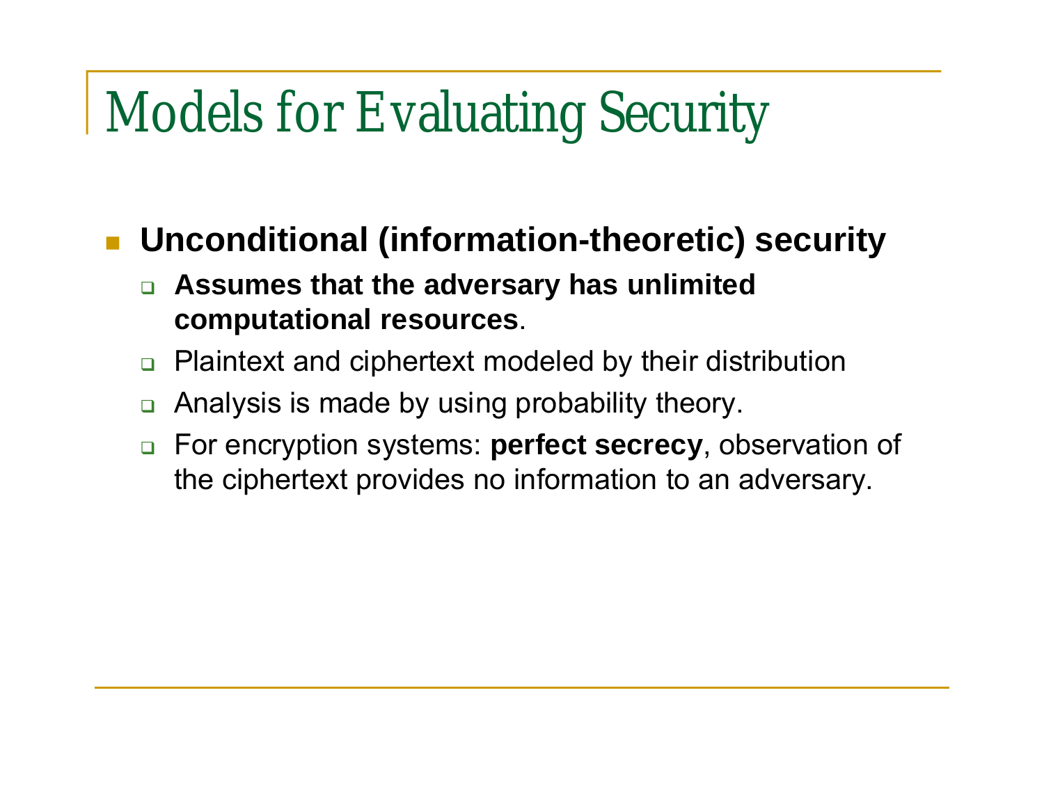# Models for Evaluating Security

- **Unconditional (information-theoretic) security**
  - **Assumes that the adversary has unlimited computational resources**.
  - Plaintext and ciphertext modeled by their distribution
  - Analysis is made by using probability theory.
  - For encryption systems: **perfect secrecy**, observation of the ciphertext provides no information to an adversary.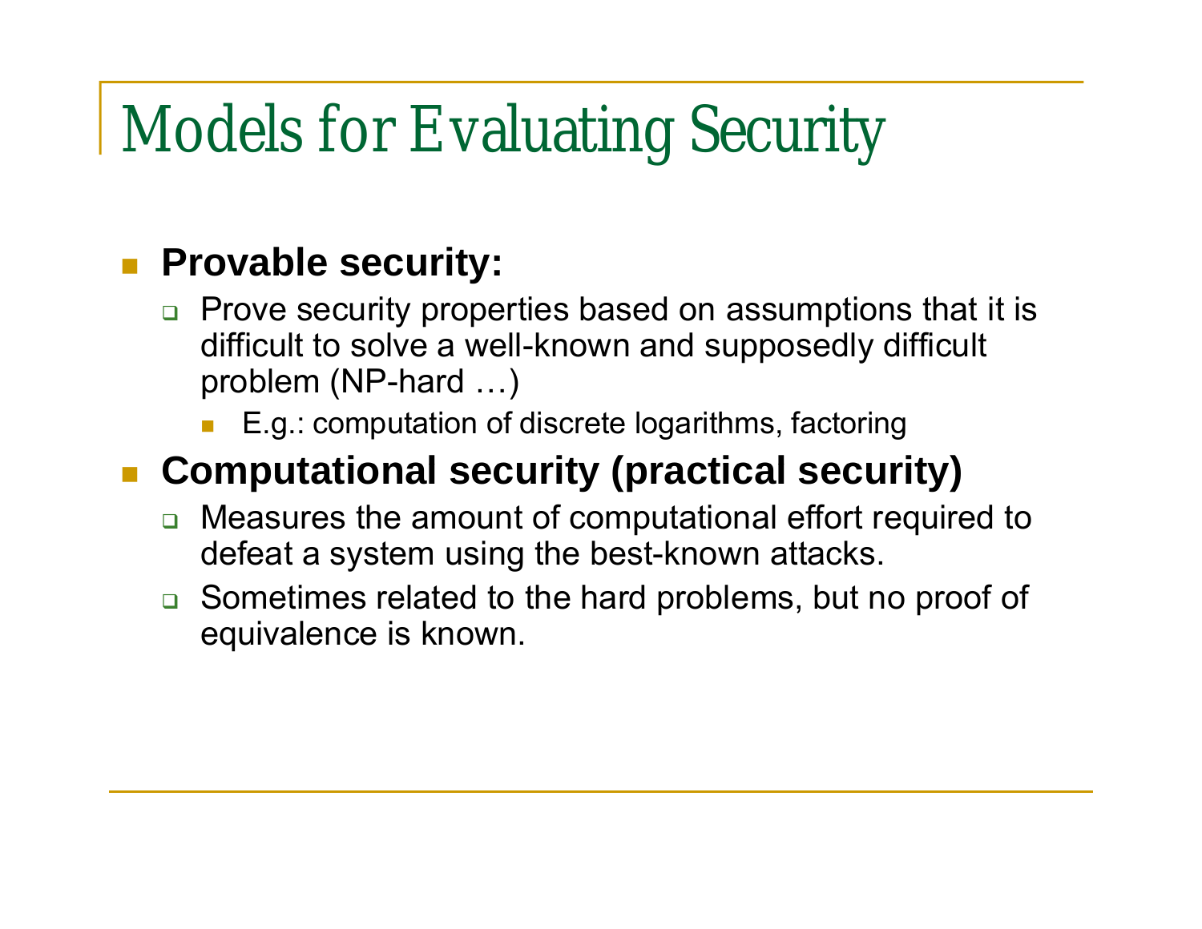# Models for Evaluating Security

- **Provable security:**
  - Prove security properties based on assumptions that it is difficult to solve a well-known and supposedly difficult problem (NP-hard …)
    - E.g.: computation of discrete logarithms, factoring
- **Computational security (practical security)**
  - Measures the amount of computational effort required to defeat a system using the best-known attacks.
  - Sometimes related to the hard problems, but no proof of equivalence is known.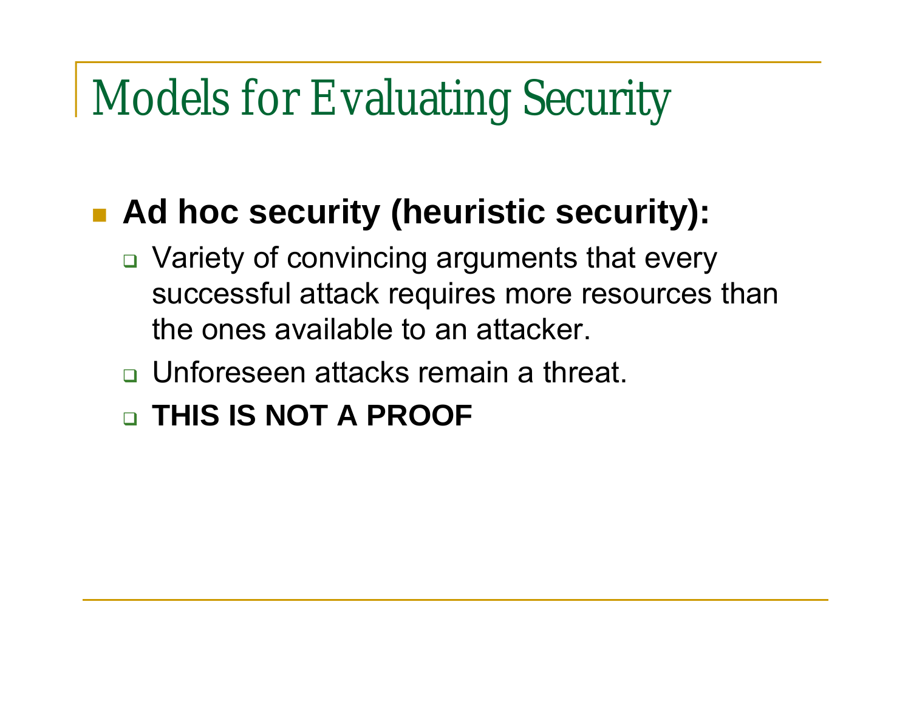# Models for Evaluating Security

- **Ad hoc security (heuristic security):**
  - Variety of convincing arguments that every successful attack requires more resources than the ones available to an attacker.
  - Unforeseen attacks remain a threat.
  - **THIS IS NOT A PROOF**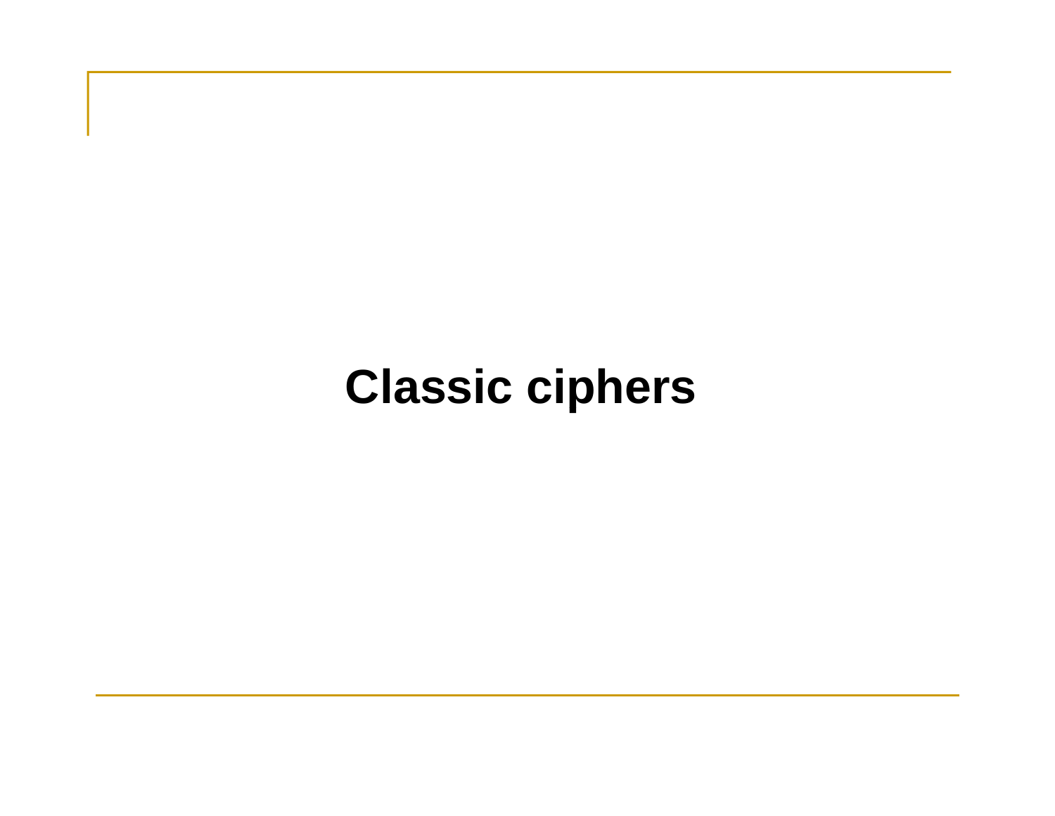# Classic ciphers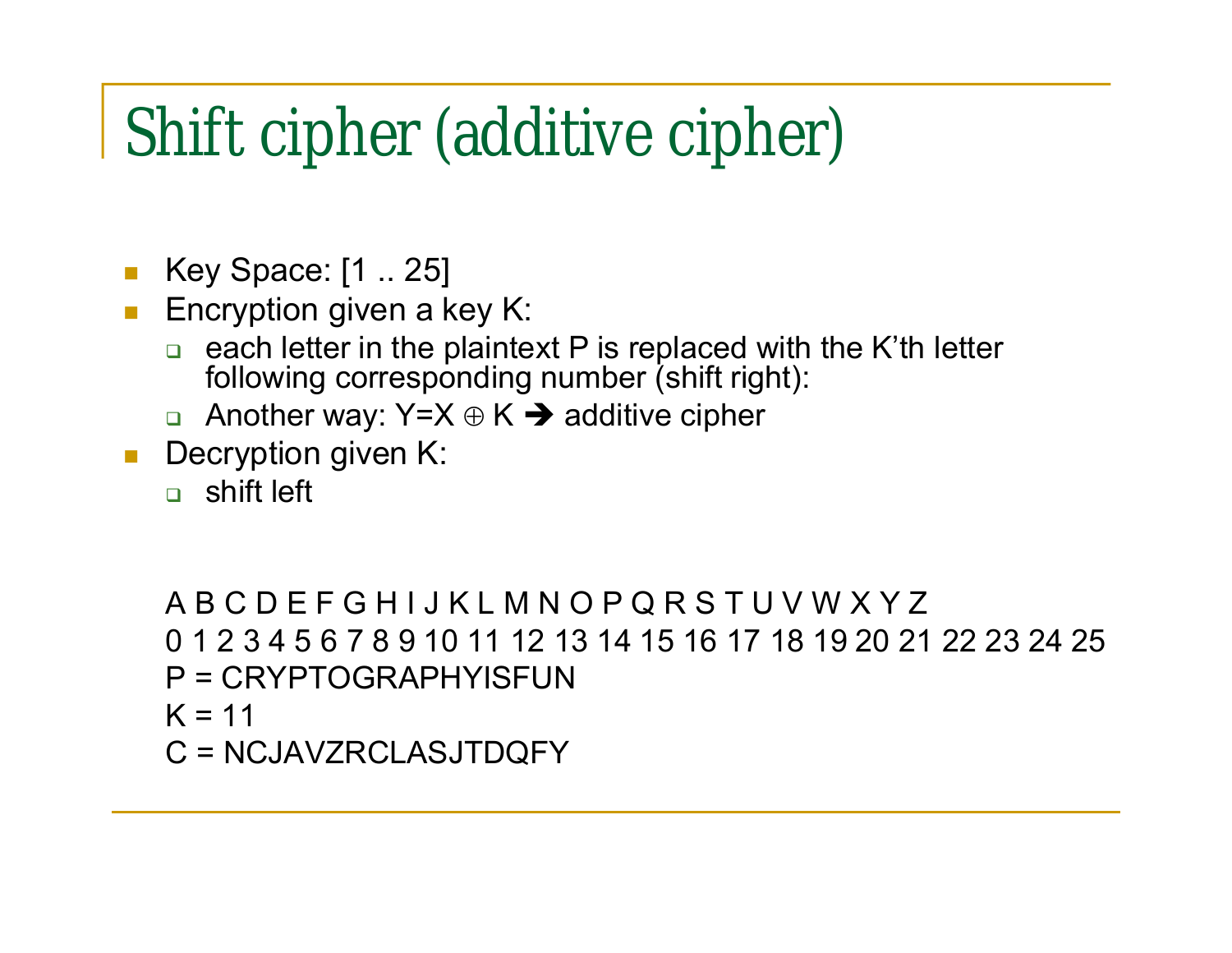# Shift cipher (additive cipher)

- Key Space: [1 .. 25]
- Encryption given a key K:
  - each letter in the plaintext P is replaced with the K'th letter following corresponding number (shift right):
  - Another way: $Y = X \oplus K$ ➔ additive cipher
- Decryption given K:
  - shift left

A B C D E F G H I J K L M N O P Q R S T U V W X Y Z

0 1 2 3 4 5 6 7 8 9 10 11 12 13 14 15 16 17 18 19 20 21 22 23 24 25

P = CRYPTOGRAPHYISFUN

K = 11

C = NCJAVZRCLASJTDQFY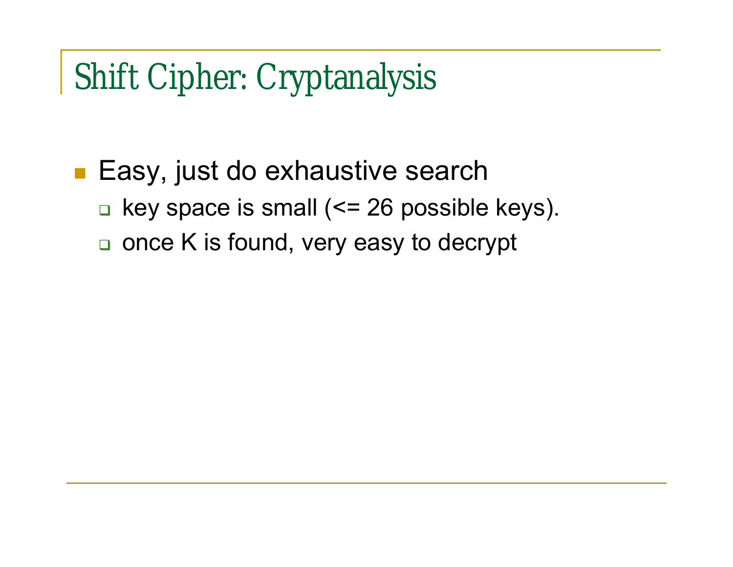# Shift Cipher: Cryptanalysis

- Easy, just do exhaustive search
  - key space is small (<= 26 possible keys).
  - once K is found, very easy to decrypt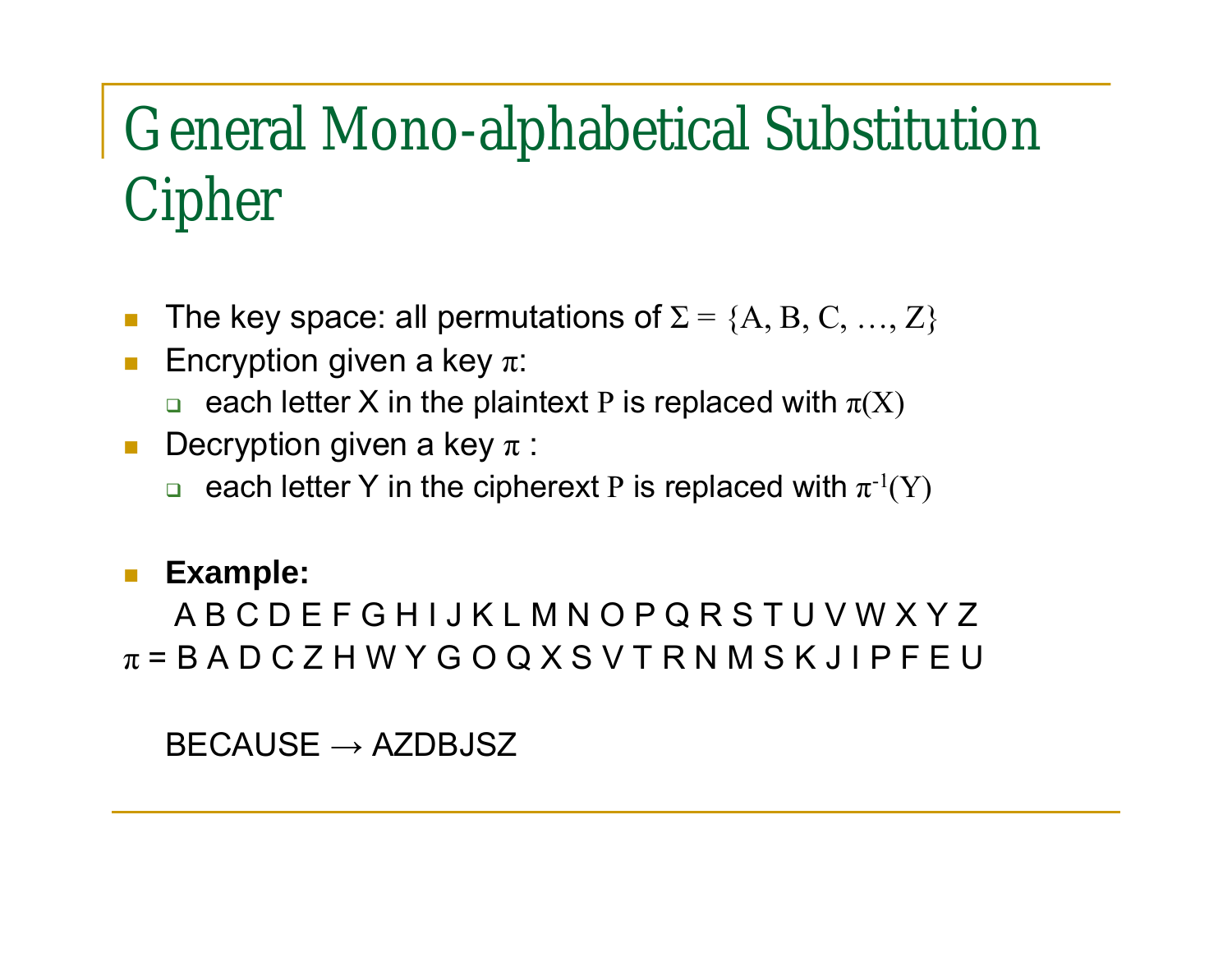# General Mono-alphabetical Substitution Cipher

- The key space: all permutations of $\Sigma = \{A, B, C, \ldots, Z\}$
- Encryption given a key $\pi$:
  - each letter X in the plaintext P is replaced with $\pi(X)$
- Decryption given a key $\pi$ :
  - each letter Y in the cipherext P is replaced with $\pi^{-1}(Y)$

- **Example:**

  A B C D E F G H I J K L M N O P Q R S T U V W X Y Z

$\pi$ = B A D C Z H W Y G O Q X S V T R N M S K J I P F E U

BECAUSE → AZDBJSZ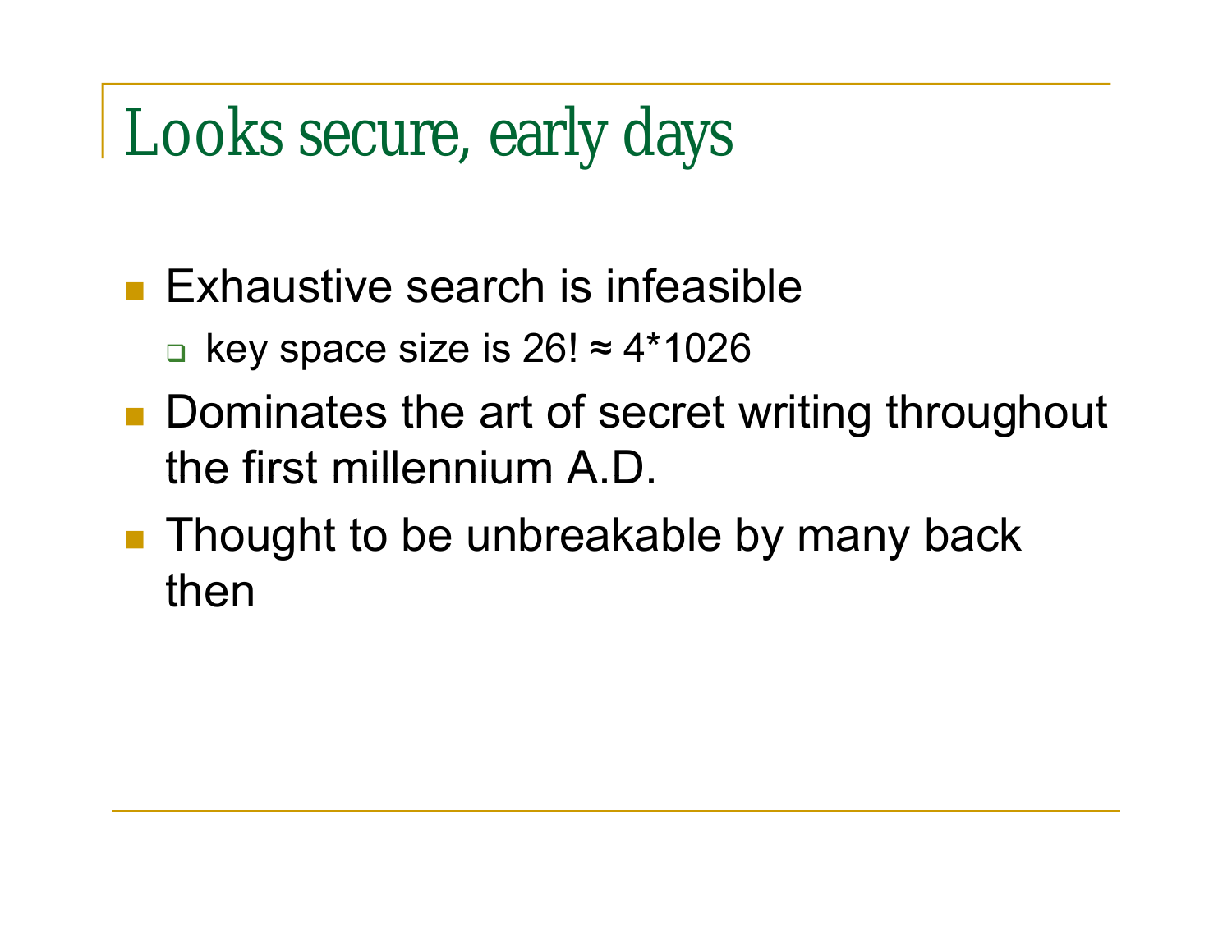# Looks secure, early days

- Exhaustive search is infeasible
  - key space size is $26! \approx 4*10^{26}$
- Dominates the art of secret writing throughout the first millennium A.D.
- Thought to be unbreakable by many back then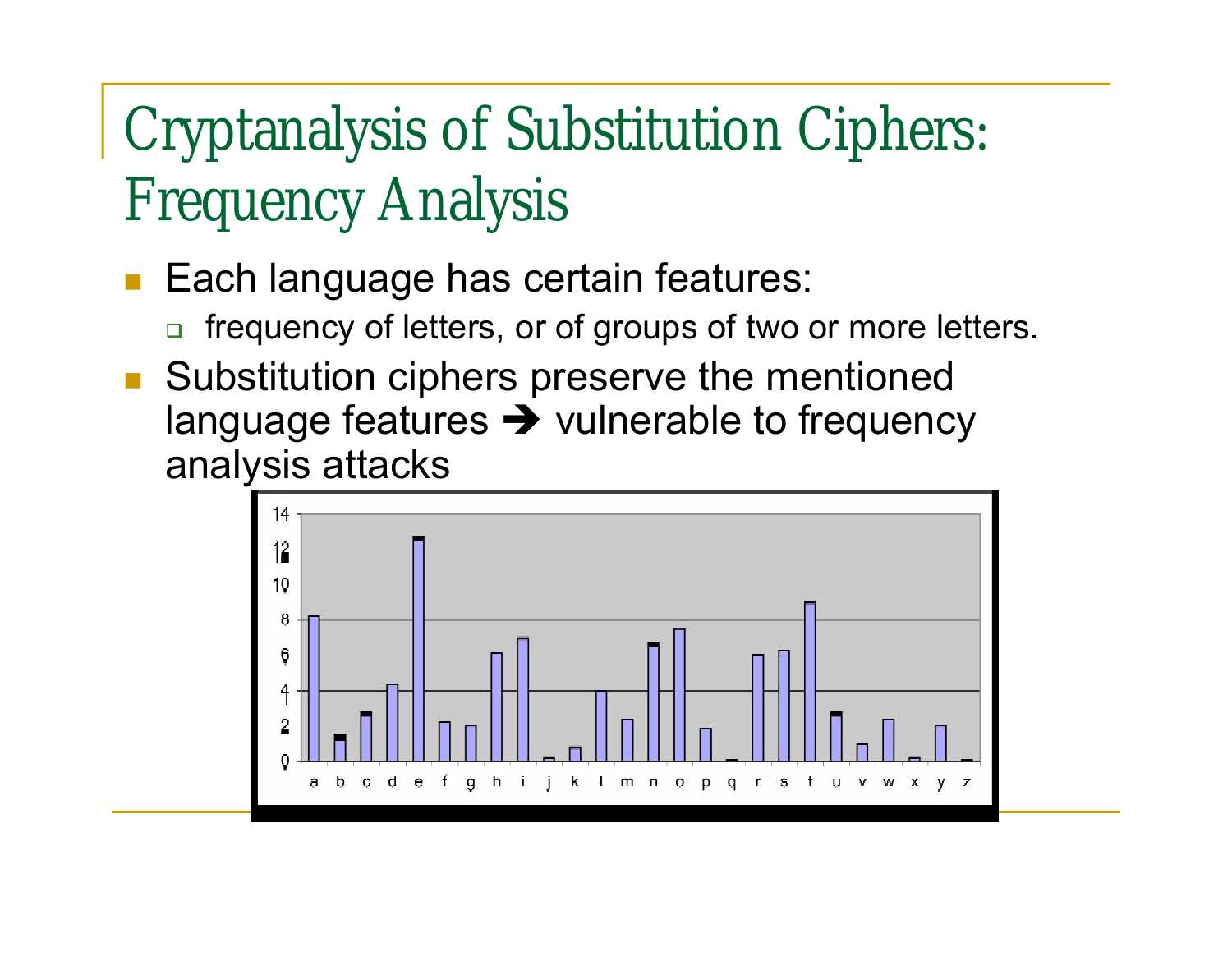# Cryptanalysis of Substitution Ciphers: Frequency Analysis

- Each language has certain features:
  - frequency of letters, or of groups of two or more letters.
- Substitution ciphers preserve the mentioned language features ➔ vulnerable to frequency analysis attacks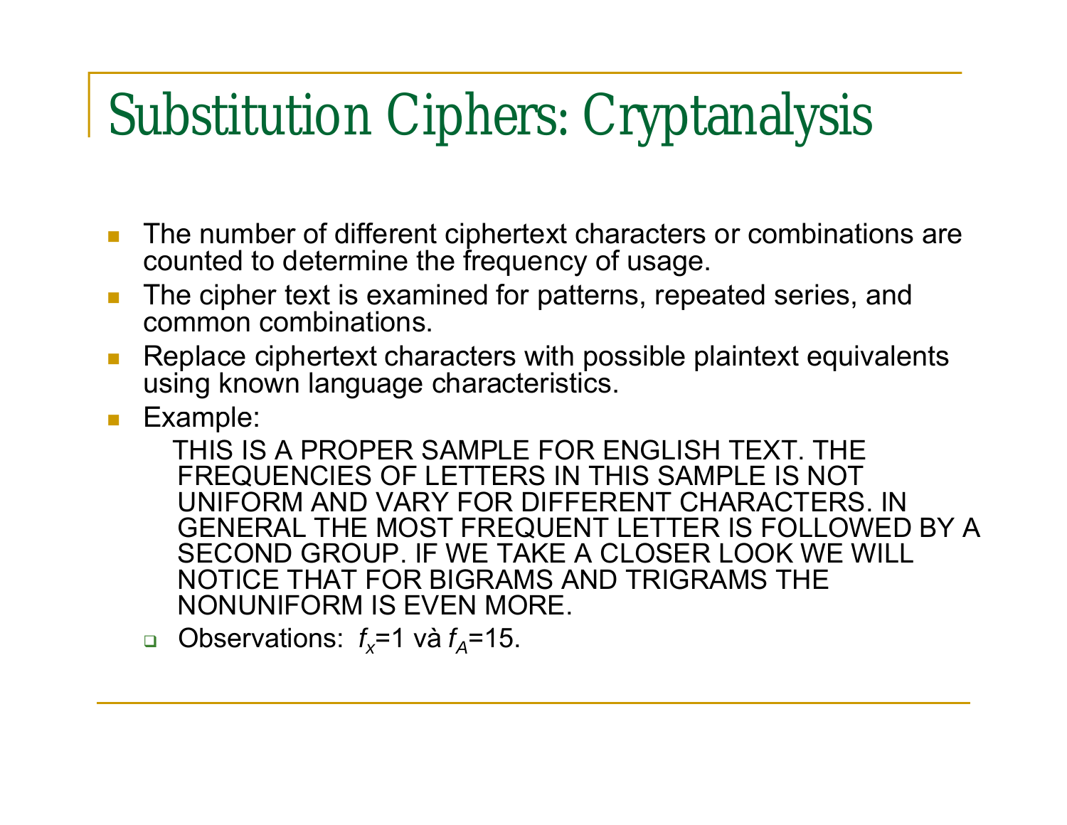# Substitution Ciphers: Cryptanalysis

- The number of different ciphertext characters or combinations are counted to determine the frequency of usage.
- The cipher text is examined for patterns, repeated series, and common combinations.
- Replace ciphertext characters with possible plaintext equivalents using known language characteristics.
- Example:

  THIS IS A PROPER SAMPLE FOR ENGLISH TEXT. THE FREQUENCIES OF LETTERS IN THIS SAMPLE IS NOT UNIFORM AND VARY FOR DIFFERENT CHARACTERS. IN GENERAL THE MOST FREQUENT LETTER IS FOLLOWED BY A SECOND GROUP. IF WE TAKE A CLOSER LOOK WE WILL NOTICE THAT FOR BIGRAMS AND TRIGRAMS THE NONUNIFORM IS EVEN MORE.

  - Observations: $f_x$=1 và $f_A$=15.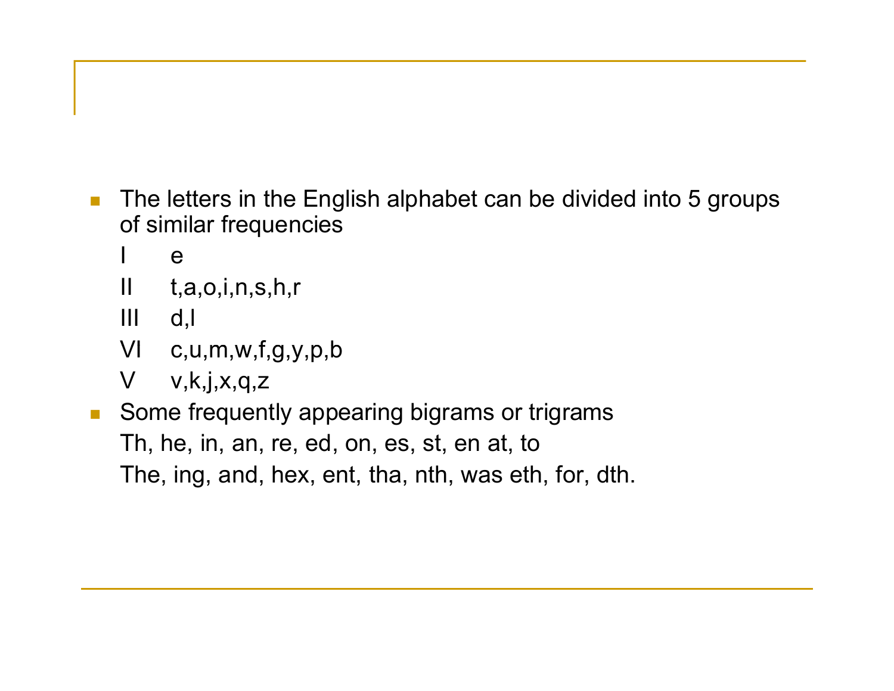- The letters in the English alphabet can be divided into 5 groups of similar frequencies

  I e

  II t,a,o,i,n,s,h,r

  III d,l

  VI c,u,m,w,f,g,y,p,b

  V v,k,j,x,q,z

- Some frequently appearing bigrams or trigrams

  Th, he, in, an, re, ed, on, es, st, en at, to

  The, ing, and, hex, ent, tha, nth, was eth, for, dth.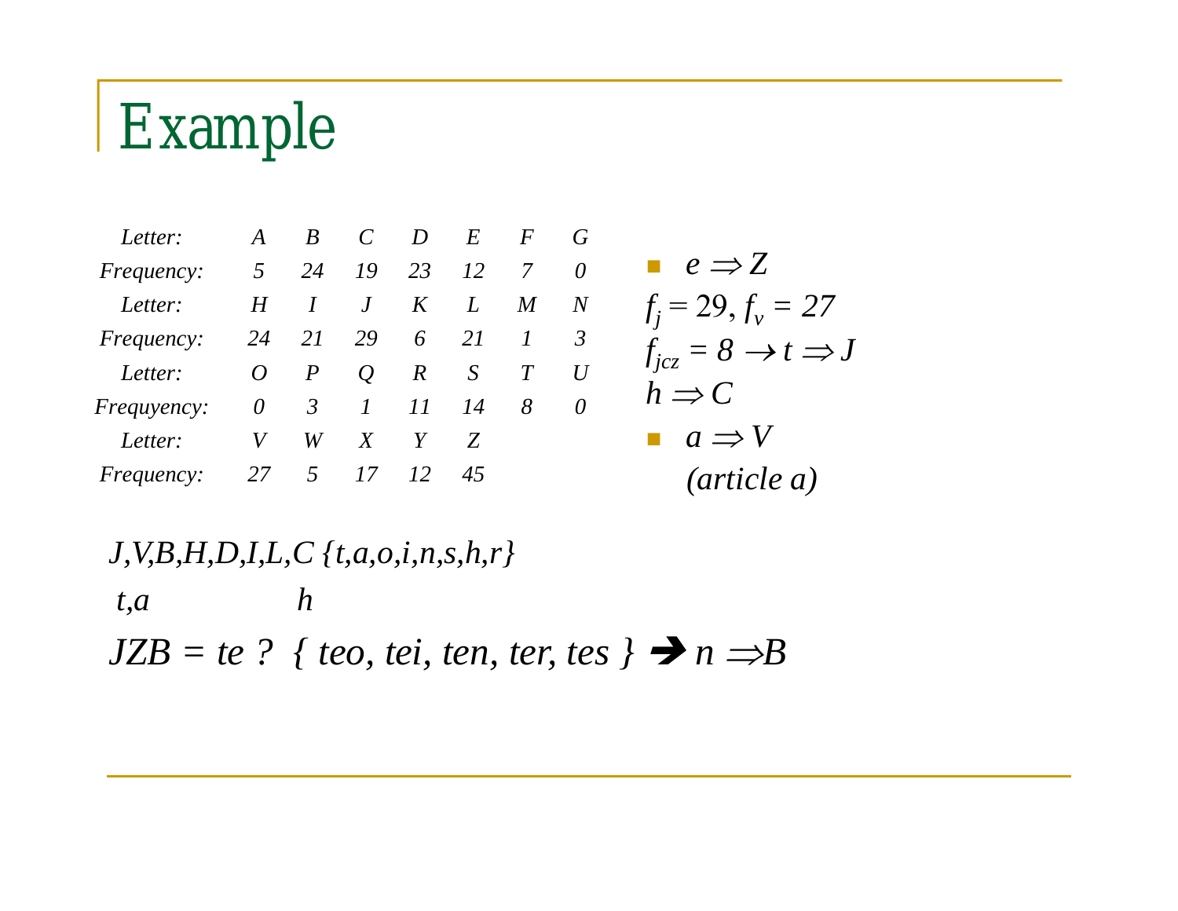# Example

| Letter: | A | B | C | D | E | F | G |
|---|---|---|---|---|---|---|---|
| Frequency: | 5 | 24 | 19 | 23 | 12 | 7 | 0 |
| Letter: | H | I | J | K | L | M | N |
| Frequency: | 24 | 21 | 29 | 6 | 21 | 1 | 3 |
| Letter: | O | P | Q | R | S | T | U |
| Frequyency: | 0 | 3 | 1 | 11 | 14 | 8 | 0 |
| Letter: | V | W | X | Y | Z | | |
| Frequency: | 27 | 5 | 17 | 12 | 45 | | |

- $e \Rightarrow Z$

$f_j = 29, f_v = 27$

$f_{jcz} = 8 \rightarrow t \Rightarrow J$

$h \Rightarrow C$

- $a \Rightarrow V$

  *(article a)*

*J,V,B,H,D,I,L,C {t,a,o,i,n,s,h,r}*

*t,a* *h*

*JZB = te ? { teo, tei, ten, ter, tes }* ➔ $n \Rightarrow B$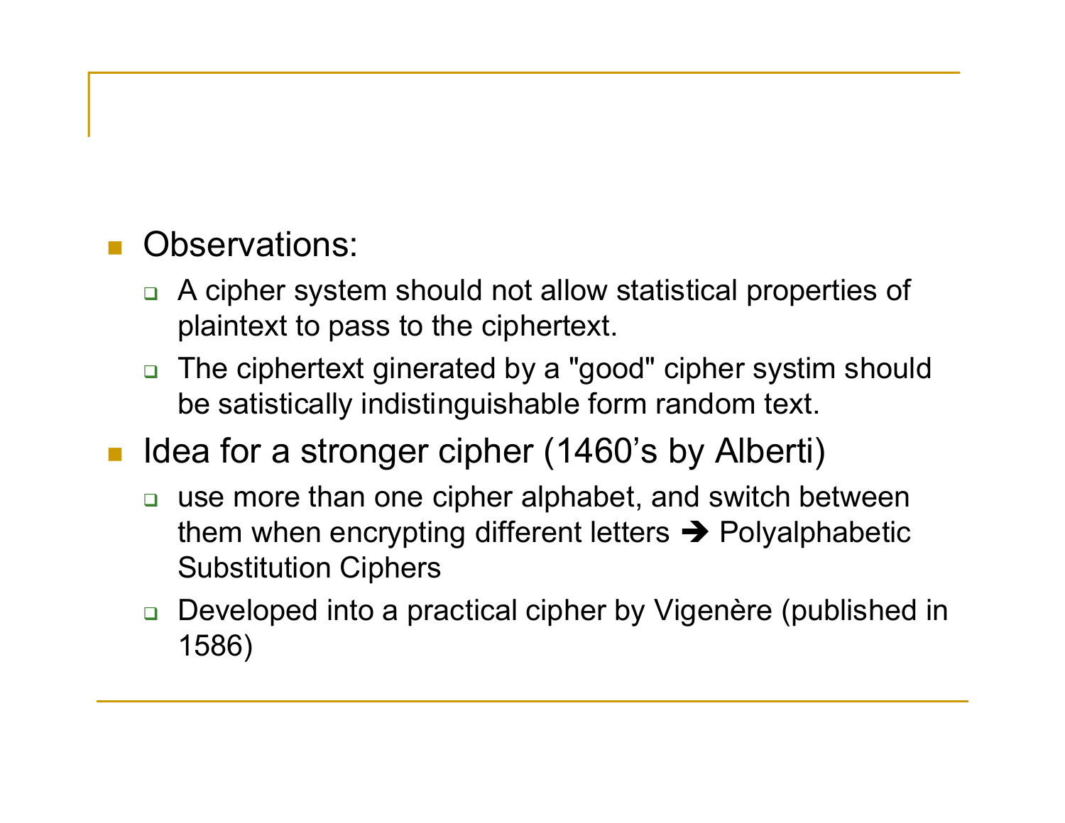- Observations:
  - A cipher system should not allow statistical properties of plaintext to pass to the ciphertext.
  - The ciphertext ginerated by a "good" cipher systim should be satistically indistinguishable form random text.
- Idea for a stronger cipher (1460’s by Alberti)
  - use more than one cipher alphabet, and switch between them when encrypting different letters ➔ Polyalphabetic Substitution Ciphers
  - Developed into a practical cipher by Vigenère (published in 1586)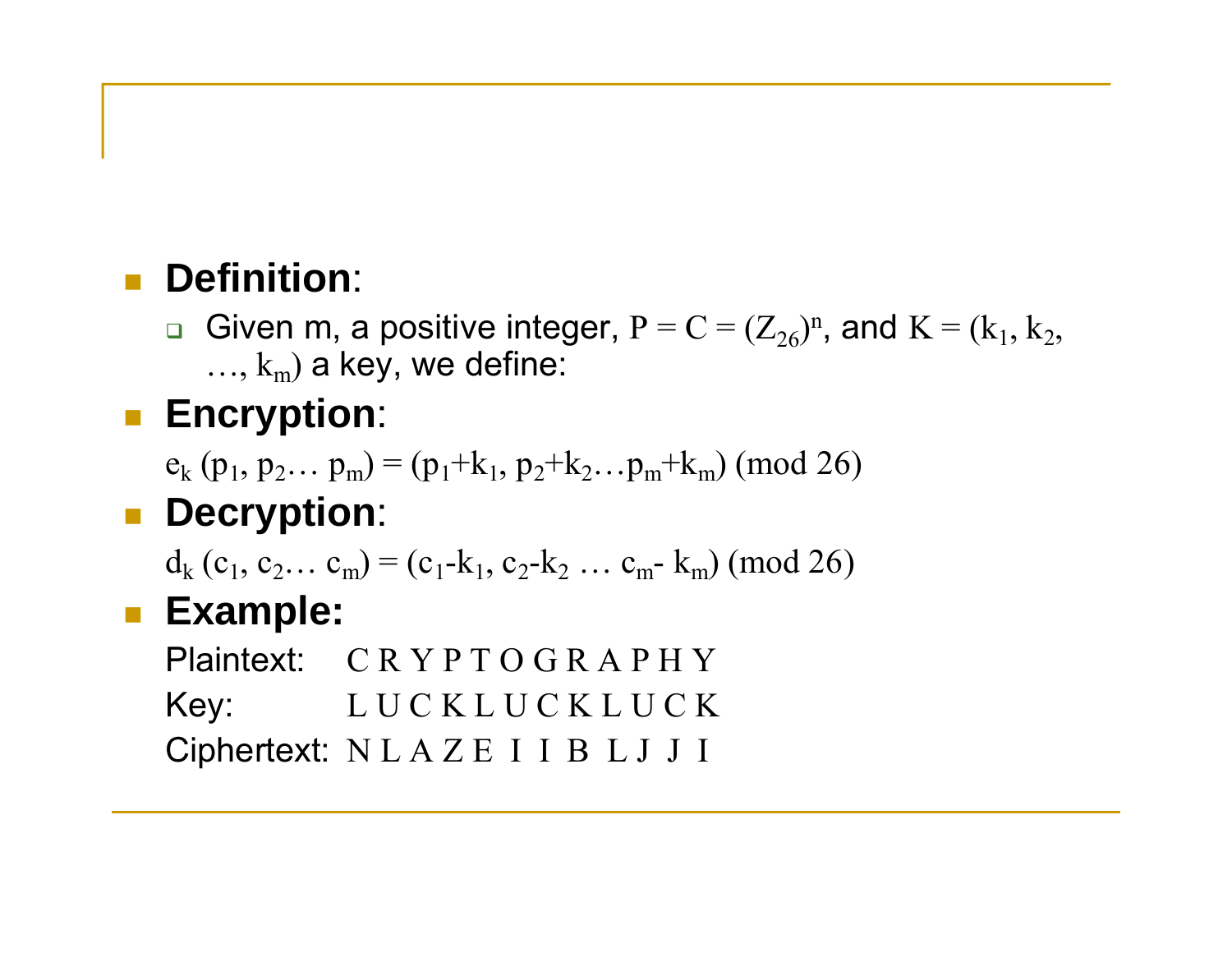- **Definition**:
  - Given m, a positive integer, $P = C = (Z_{26})^n$, and $K = (k_1, k_2, \ldots, k_m)$ a key, we define:
- **Encryption**:

  $e_k (p_1, p_2 \ldots p_m) = (p_1+k_1, p_2+k_2 \ldots p_m+k_m) \pmod{26}$
- **Decryption**:

  $d_k (c_1, c_2 \ldots c_m) = (c_1-k_1, c_2-k_2 \ldots c_m- k_m) \pmod{26}$
- **Example:**

  Plaintext: C R Y P T O G R A P H Y

  Key: L U C K L U C K L U C K

  Ciphertext: N L A Z E I I B L J J I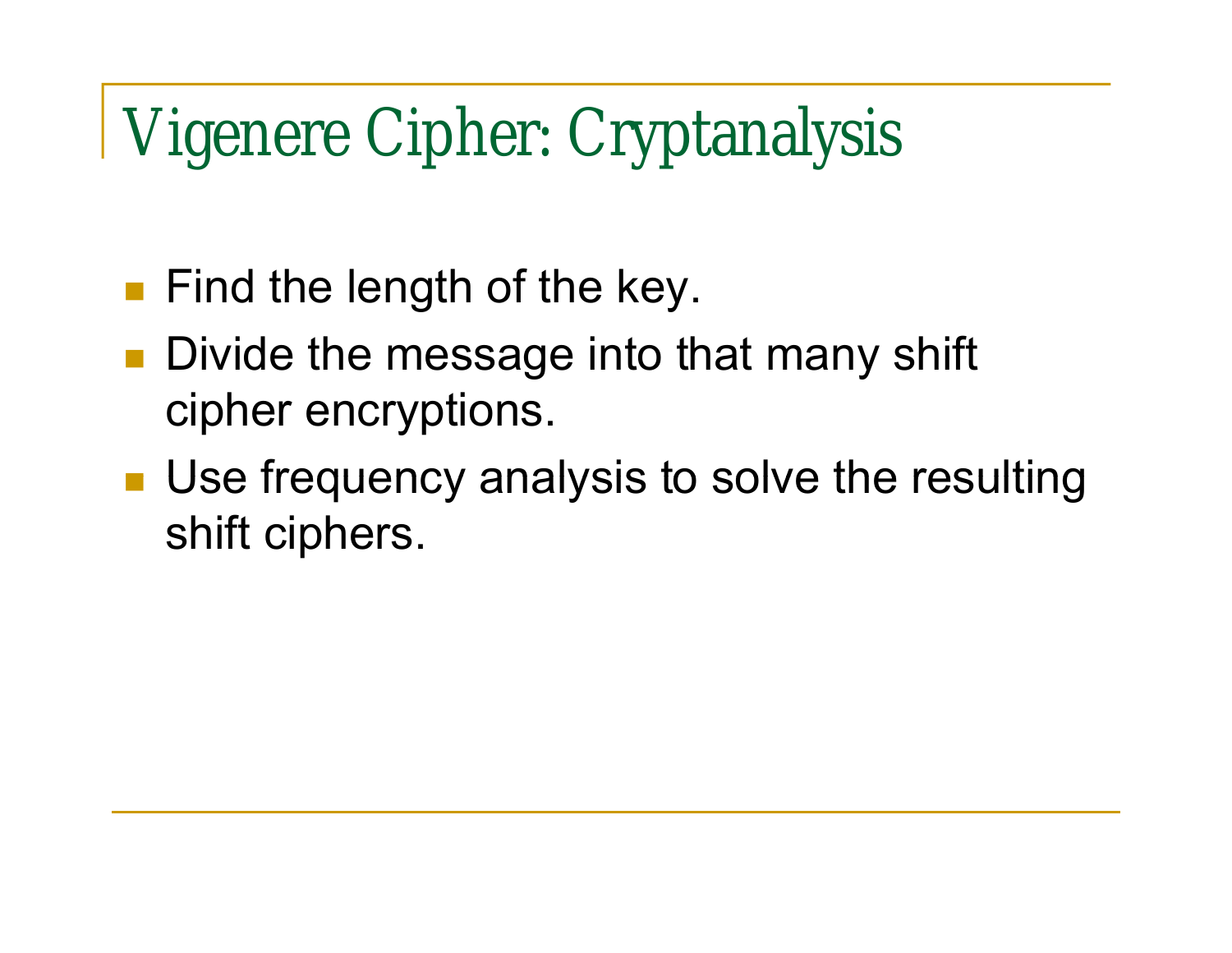# Vigenere Cipher: Cryptanalysis

- Find the length of the key.
- Divide the message into that many shift cipher encryptions.
- Use frequency analysis to solve the resulting shift ciphers.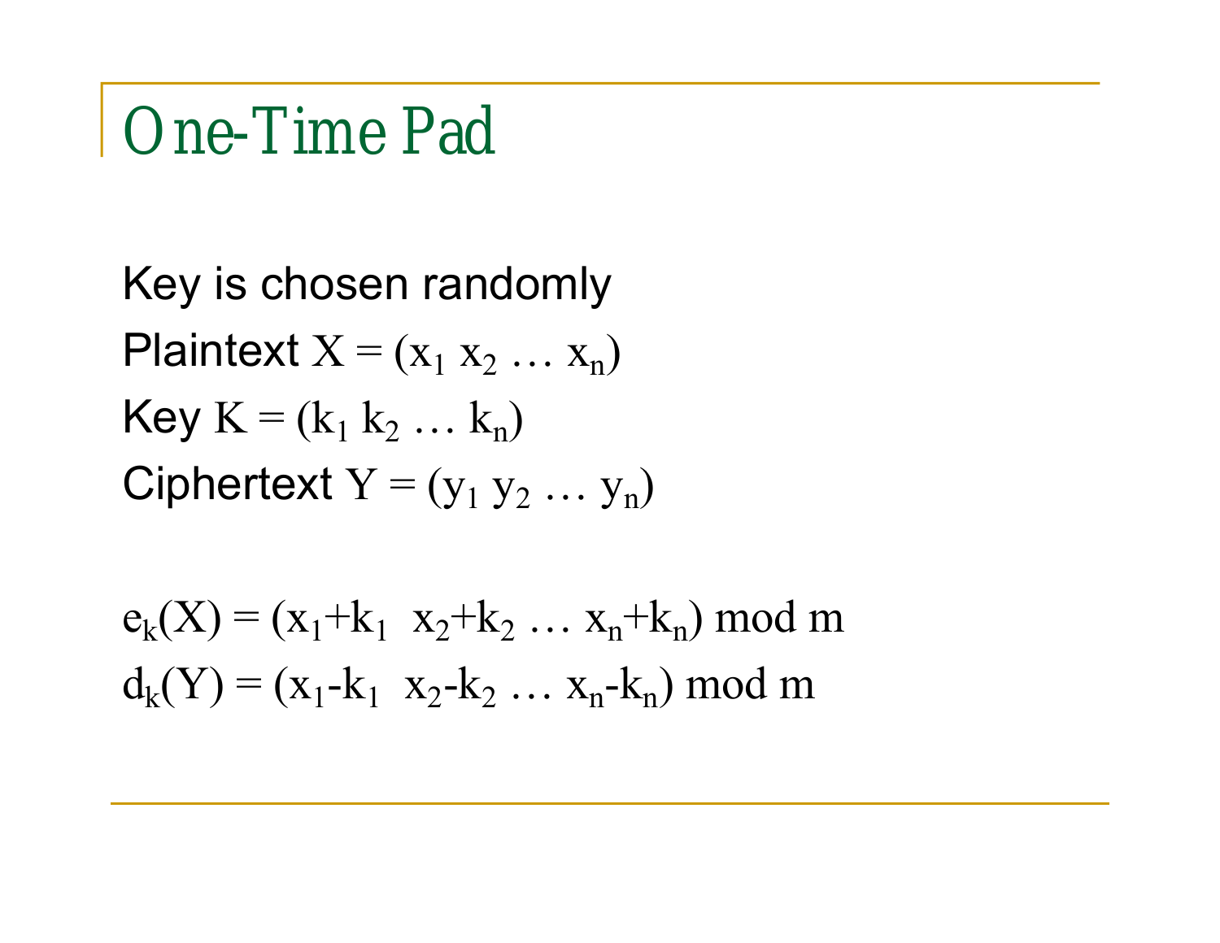# One-Time Pad

Key is chosen randomly

Plaintext $X = (x_1\ x_2\ \ldots\ x_n)$

Key $K = (k_1\ k_2\ \ldots\ k_n)$

Ciphertext $Y = (y_1\ y_2\ \ldots\ y_n)$

$e_k(X) = (x_1+k_1\ \ x_2+k_2\ \ldots\ x_n+k_n) \bmod m$

$d_k(Y) = (x_1-k_1\ \ x_2-k_2\ \ldots\ x_n-k_n) \bmod m$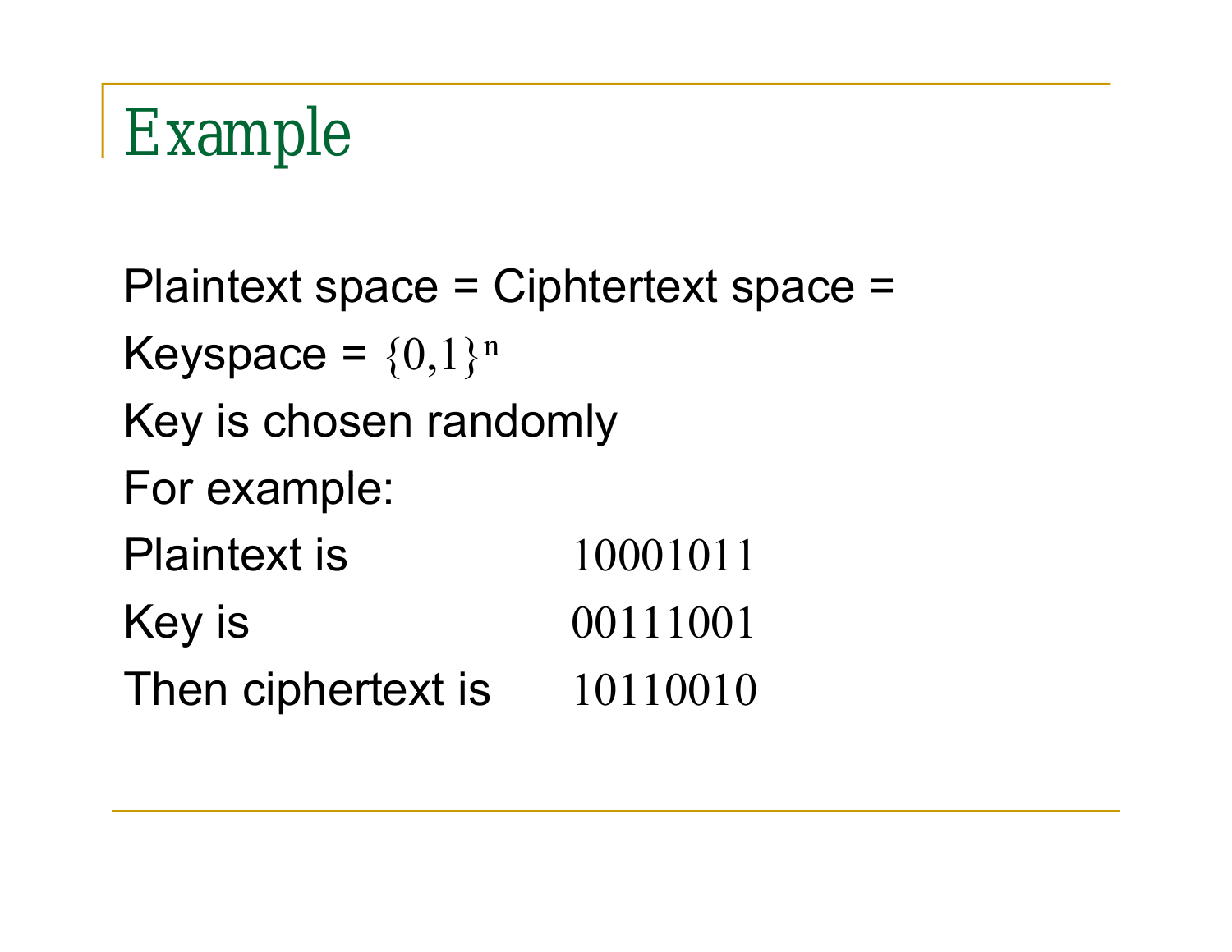# Example

Plaintext space = Ciphtertext space =

Keyspace = $\{0,1\}^n$

Key is chosen randomly

For example:

| | |
|---|---|
| Plaintext is | 10001011 |
| Key is | 00111001 |
| Then ciphertext is | 10110010 |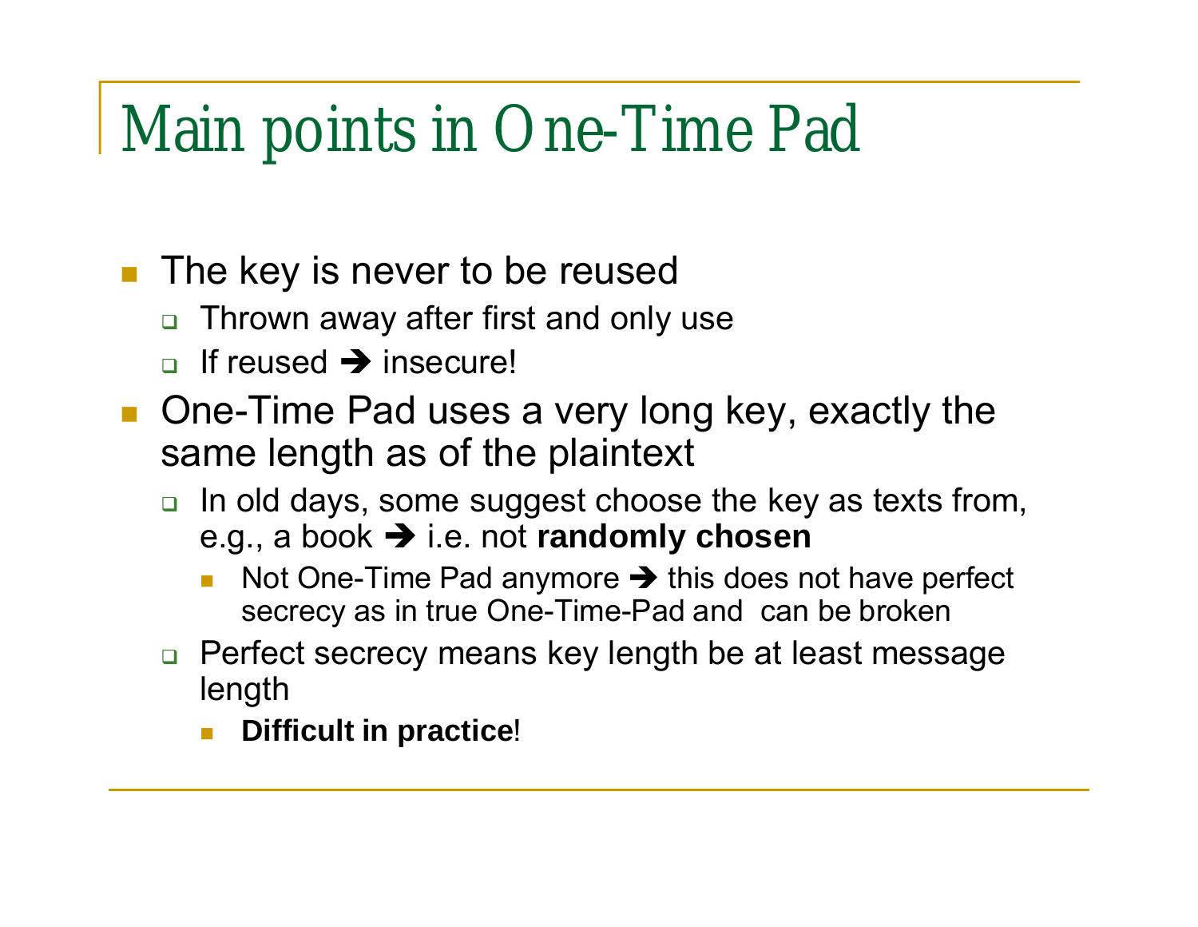# Main points in One-Time Pad

- The key is never to be reused
  - Thrown away after first and only use
  - If reused ➔ insecure!
- One-Time Pad uses a very long key, exactly the same length as of the plaintext
  - In old days, some suggest choose the key as texts from, e.g., a book ➔ i.e. not **randomly chosen**
    - Not One-Time Pad anymore ➔ this does not have perfect secrecy as in true One-Time-Pad and can be broken
  - Perfect secrecy means key length be at least message length
    - **Difficult in practice**!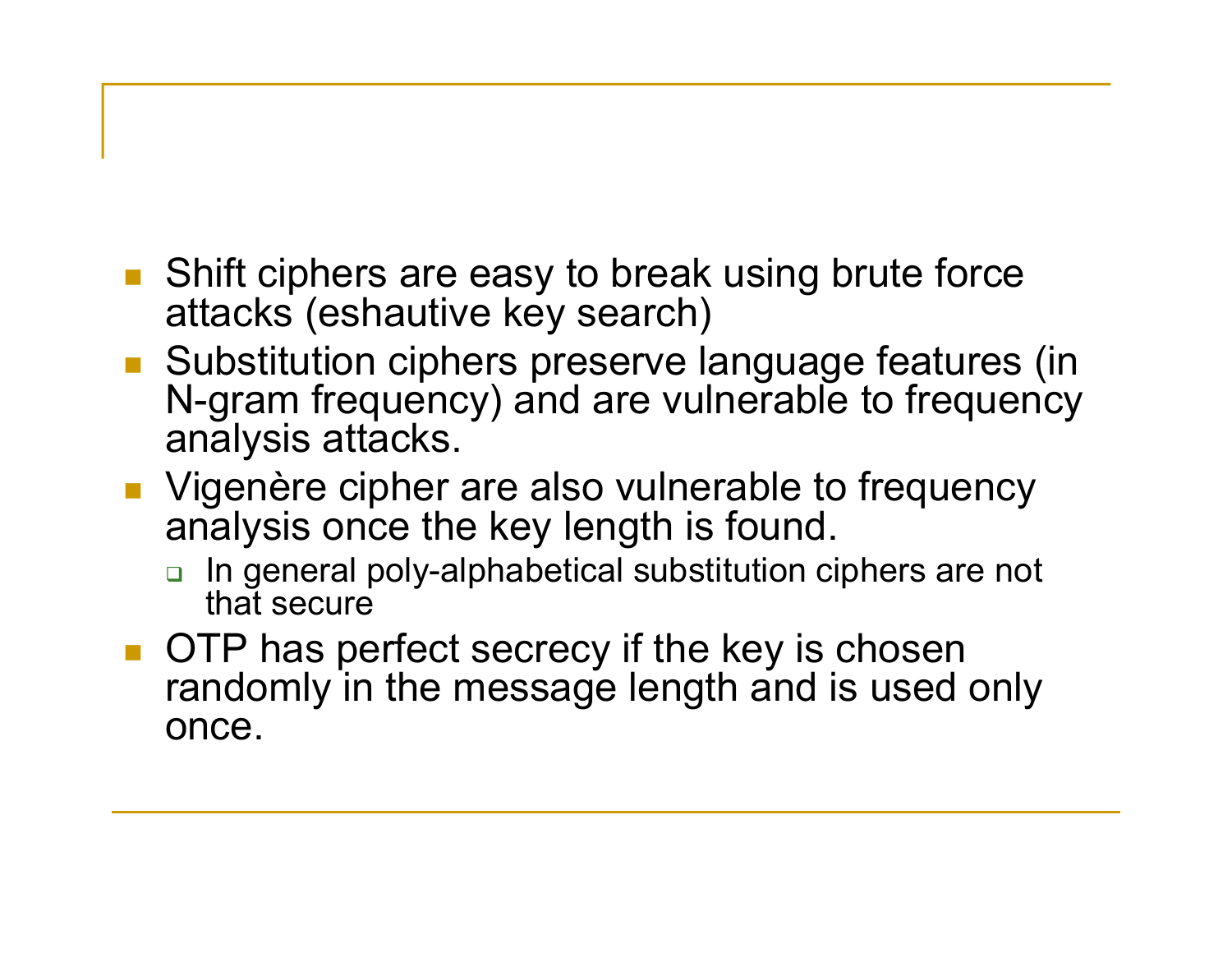- Shift ciphers are easy to break using brute force attacks (eshautive key search)
- Substitution ciphers preserve language features (in N-gram frequency) and are vulnerable to frequency analysis attacks.
- Vigenère cipher are also vulnerable to frequency analysis once the key length is found.
  - In general poly-alphabetical substitution ciphers are not that secure
- OTP has perfect secrecy if the key is chosen randomly in the message length and is used only once.